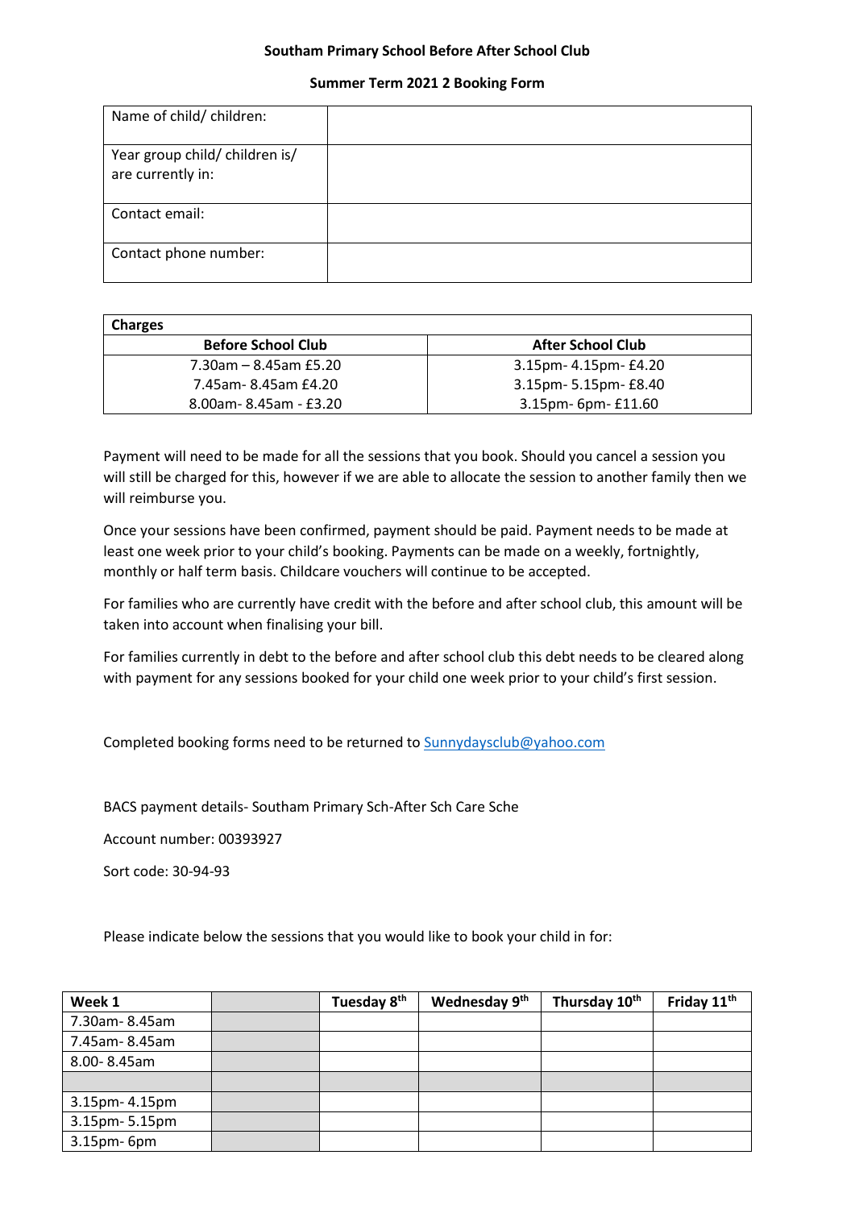**Southam Primary School Before After School Club**

**Summer Term 2021 2 Booking Form**

| Name of child/ children: | |
|---|---|
| Year group child/ children is/ are currently in: | |
| Contact email: | |
| Contact phone number: | |

| **Charges** | |
|---|---|
| **Before School Club** | **After School Club** |
| 7.30am – 8.45am £5.20 | 3.15pm- 4.15pm- £4.20 |
| 7.45am- 8.45am £4.20 | 3.15pm- 5.15pm- £8.40 |
| 8.00am- 8.45am - £3.20 | 3.15pm- 6pm- £11.60 |

Payment will need to be made for all the sessions that you book. Should you cancel a session you will still be charged for this, however if we are able to allocate the session to another family then we will reimburse you.

Once your sessions have been confirmed, payment should be paid. Payment needs to be made at least one week prior to your child's booking. Payments can be made on a weekly, fortnightly, monthly or half term basis. Childcare vouchers will continue to be accepted.

For families who are currently have credit with the before and after school club, this amount will be taken into account when finalising your bill.

For families currently in debt to the before and after school club this debt needs to be cleared along with payment for any sessions booked for your child one week prior to your child's first session.

Completed booking forms need to be returned to Sunnydaysclub@yahoo.com

BACS payment details- Southam Primary Sch-After Sch Care Sche

Account number: 00393927

Sort code: 30-94-93

Please indicate below the sessions that you would like to book your child in for:

| Week 1 | | Tuesday 8th | Wednesday 9th | Thursday 10th | Friday 11th |
|---|---|---|---|---|---|
| 7.30am- 8.45am | | | | | |
| 7.45am- 8.45am | | | | | |
| 8.00- 8.45am | | | | | |
| | | | | | |
| 3.15pm- 4.15pm | | | | | |
| 3.15pm- 5.15pm | | | | | |
| 3.15pm- 6pm | | | | | |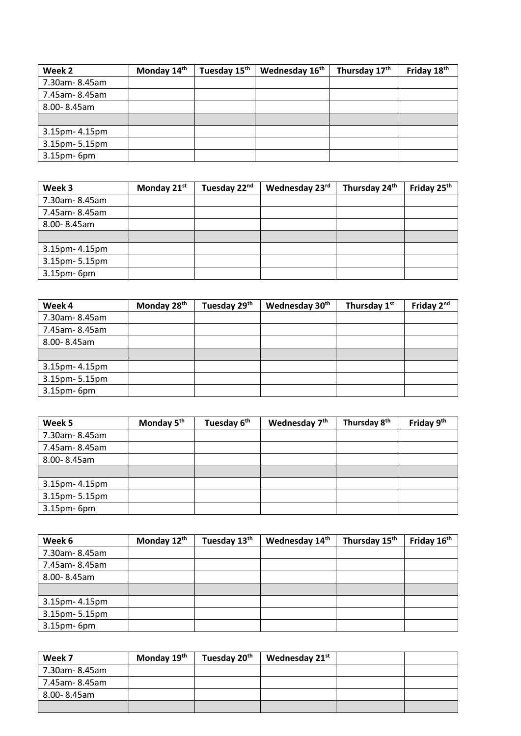| Week 2 | Monday 14th | Tuesday 15th | Wednesday 16th | Thursday 17th | Friday 18th |
|---|---|---|---|---|---|
| 7.30am- 8.45am | | | | | |
| 7.45am- 8.45am | | | | | |
| 8.00- 8.45am | | | | | |
| | | | | | |
| 3.15pm- 4.15pm | | | | | |
| 3.15pm- 5.15pm | | | | | |
| 3.15pm- 6pm | | | | | |

| Week 3 | Monday 21st | Tuesday 22nd | Wednesday 23rd | Thursday 24th | Friday 25th |
|---|---|---|---|---|---|
| 7.30am- 8.45am | | | | | |
| 7.45am- 8.45am | | | | | |
| 8.00- 8.45am | | | | | |
| | | | | | |
| 3.15pm- 4.15pm | | | | | |
| 3.15pm- 5.15pm | | | | | |
| 3.15pm- 6pm | | | | | |

| Week 4 | Monday 28th | Tuesday 29th | Wednesday 30th | Thursday 1st | Friday 2nd |
|---|---|---|---|---|---|
| 7.30am- 8.45am | | | | | |
| 7.45am- 8.45am | | | | | |
| 8.00- 8.45am | | | | | |
| | | | | | |
| 3.15pm- 4.15pm | | | | | |
| 3.15pm- 5.15pm | | | | | |
| 3.15pm- 6pm | | | | | |

| Week 5 | Monday 5th | Tuesday 6th | Wednesday 7th | Thursday 8th | Friday 9th |
|---|---|---|---|---|---|
| 7.30am- 8.45am | | | | | |
| 7.45am- 8.45am | | | | | |
| 8.00- 8.45am | | | | | |
| | | | | | |
| 3.15pm- 4.15pm | | | | | |
| 3.15pm- 5.15pm | | | | | |
| 3.15pm- 6pm | | | | | |

| Week 6 | Monday 12th | Tuesday 13th | Wednesday 14th | Thursday 15th | Friday 16th |
|---|---|---|---|---|---|
| 7.30am- 8.45am | | | | | |
| 7.45am- 8.45am | | | | | |
| 8.00- 8.45am | | | | | |
| | | | | | |
| 3.15pm- 4.15pm | | | | | |
| 3.15pm- 5.15pm | | | | | |
| 3.15pm- 6pm | | | | | |

| Week 7 | Monday 19th | Tuesday 20th | Wednesday 21st | | |
|---|---|---|---|---|---|
| 7.30am- 8.45am | | | | | |
| 7.45am- 8.45am | | | | | |
| 8.00- 8.45am | | | | | |
| | | | | | |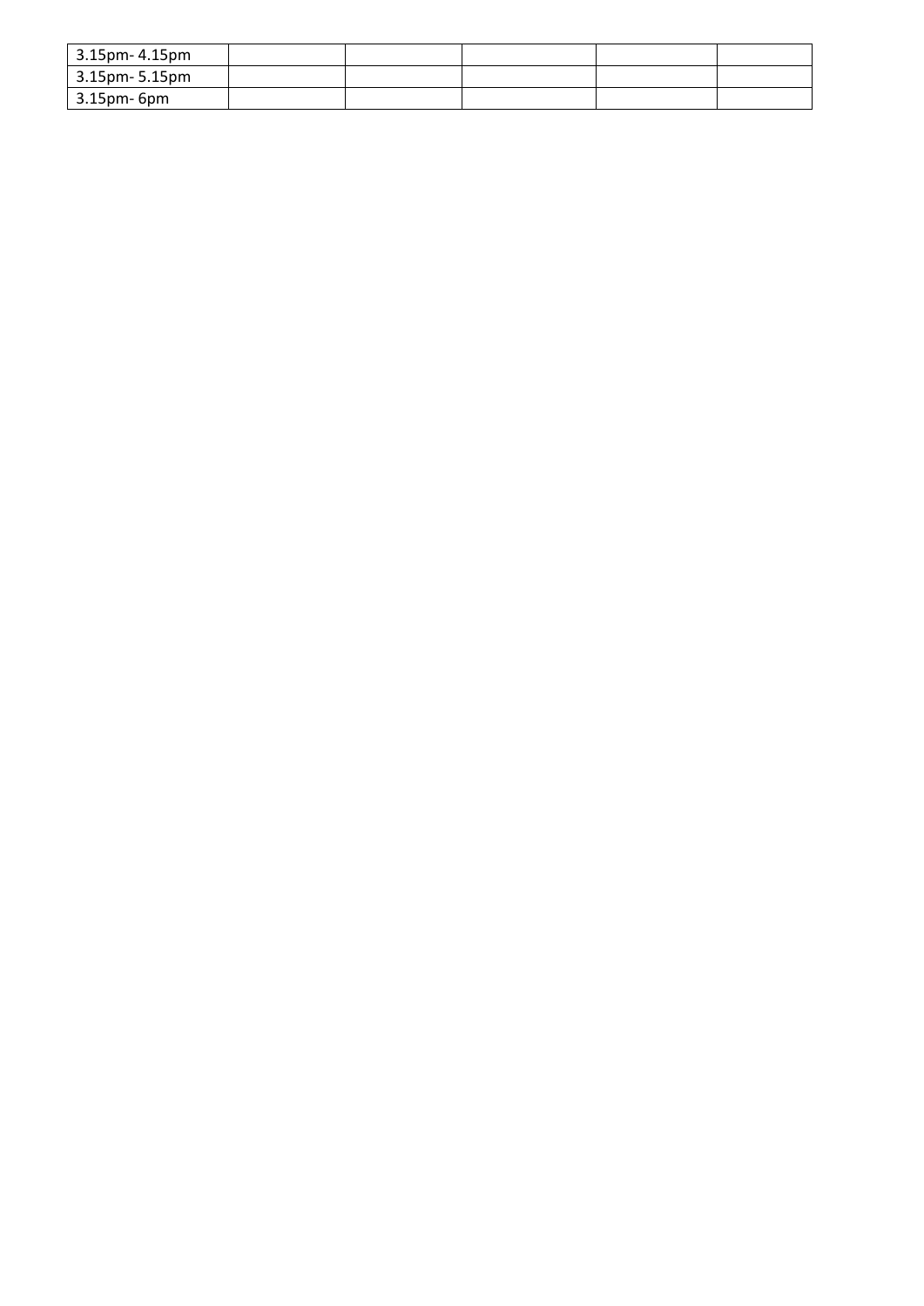| | | | | | |
|---|---|---|---|---|---|
| 3.15pm- 4.15pm | | | | | |
| 3.15pm- 5.15pm | | | | | |
| 3.15pm- 6pm | | | | | |